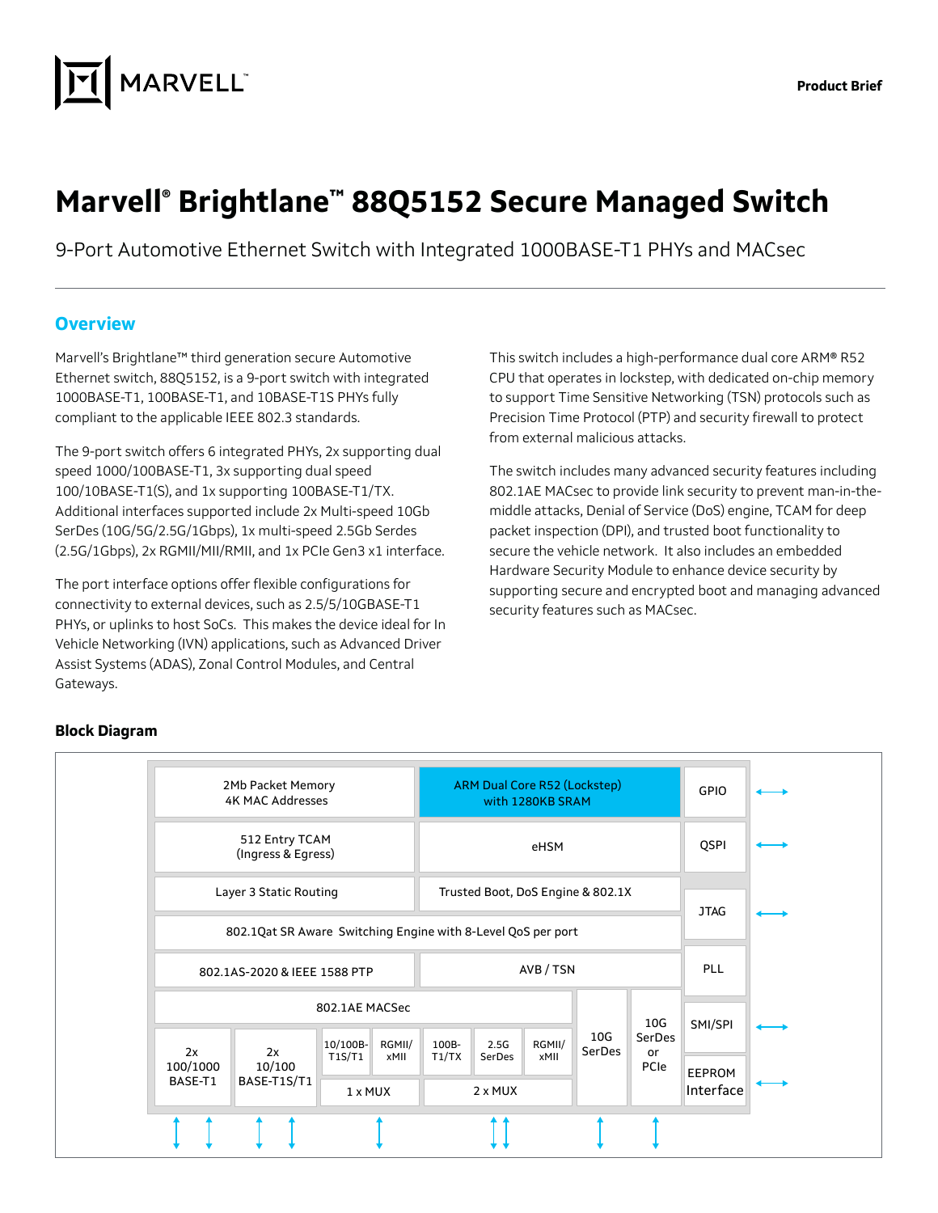# Marvell® Brightlane™ 88Q5152 Secure Managed Switch

9-Port Automotive Ethernet Switch with Integrated 1000BASE-T1 PHYs and MACsec

## Overview

Marvell's Brightlane™ third generation secure Automotive Ethernet switch, 88Q5152, is a 9-port switch with integrated 1000BASE-T1, 100BASE-T1, and 10BASE-T1S PHYs fully compliant to the applicable IEEE 802.3 standards.

The 9-port switch offers 6 integrated PHYs, 2x supporting dual speed 1000/100BASE-T1, 3x supporting dual speed 100/10BASE-T1(S), and 1x supporting 100BASE-T1/TX. Additional interfaces supported include 2x Multi-speed 10Gb SerDes (10G/5G/2.5G/1Gbps), 1x multi-speed 2.5Gb Serdes (2.5G/1Gbps), 2x RGMII/MII/RMII, and 1x PCIe Gen3 x1 interface.

The port interface options offer flexible configurations for connectivity to external devices, such as 2.5/5/10GBASE-T1 PHYs, or uplinks to host SoCs. This makes the device ideal for In Vehicle Networking (IVN) applications, such as Advanced Driver Assist Systems (ADAS), Zonal Control Modules, and Central Gateways.

This switch includes a high-performance dual core ARM® R52 CPU that operates in lockstep, with dedicated on-chip memory to support Time Sensitive Networking (TSN) protocols such as Precision Time Protocol (PTP) and security firewall to protect from external malicious attacks.

The switch includes many advanced security features including 802.1AE MACsec to provide link security to prevent man-in-the-middle attacks, Denial of Service (DoS) engine, TCAM for deep packet inspection (DPI), and trusted boot functionality to secure the vehicle network. It also includes an embedded Hardware Security Module to enhance device security by supporting secure and encrypted boot and managing advanced security features such as MACsec.

### Block Diagram

- 2Mb Packet Memory, 4K MAC Addresses
- ARM Dual Core R52 (Lockstep) with 1280KB SRAM
- GPIO
- 512 Entry TCAM (Ingress & Egress)
- eHSM
- QSPI
- Layer 3 Static Routing
- Trusted Boot, DoS Engine & 802.1X
- JTAG
- 802.1Qat SR Aware Switching Engine with 8-Level QoS per port
- 802.1AS-2020 & IEEE 1588 PTP
- AVB / TSN
- PLL
- 802.1AE MACSec
- SMI/SPI
- EEPROM Interface
- 2x 100/1000 BASE-T1
- 2x 10/100 BASE-T1S/T1
- 10/100B-T1S/T1, RGMII/xMII — 1 x MUX
- 100B-T1/TX, 2.5G SerDes, RGMII/xMII — 2 x MUX
- 10G SerDes
- 10G SerDes or PCIe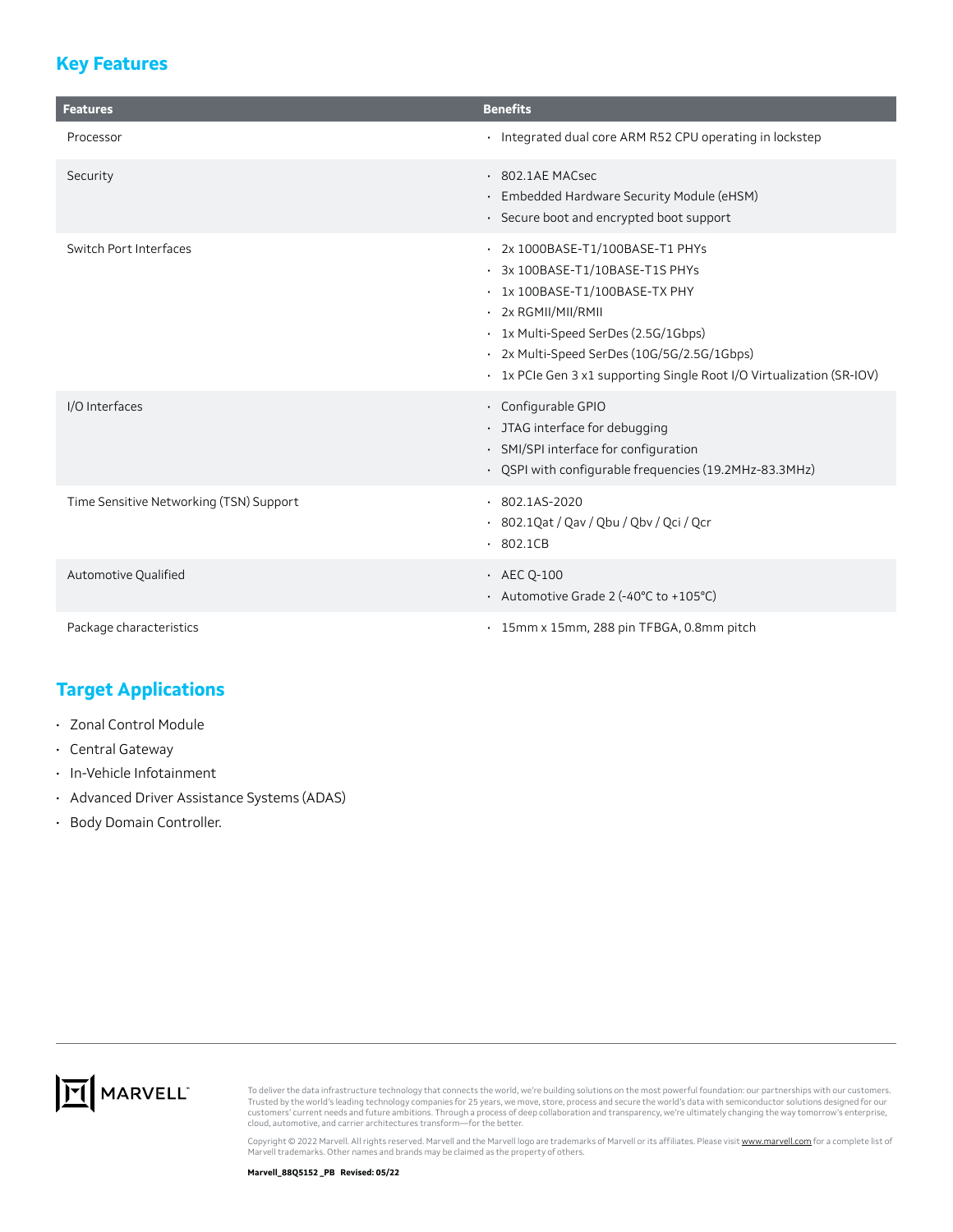## Key Features

| Features | Benefits |
|---|---|
| Processor | • Integrated dual core ARM R52 CPU operating in lockstep |
| Security | • 802.1AE MACsec<br>• Embedded Hardware Security Module (eHSM)<br>• Secure boot and encrypted boot support |
| Switch Port Interfaces | • 2x 1000BASE-T1/100BASE-T1 PHYs<br>• 3x 100BASE-T1/10BASE-T1S PHYs<br>• 1x 100BASE-T1/100BASE-TX PHY<br>• 2x RGMII/MII/RMII<br>• 1x Multi-Speed SerDes (2.5G/1Gbps)<br>• 2x Multi-Speed SerDes (10G/5G/2.5G/1Gbps)<br>• 1x PCIe Gen 3 x1 supporting Single Root I/O Virtualization (SR-IOV) |
| I/O Interfaces | • Configurable GPIO<br>• JTAG interface for debugging<br>• SMI/SPI interface for configuration<br>• QSPI with configurable frequencies (19.2MHz-83.3MHz) |
| Time Sensitive Networking (TSN) Support | • 802.1AS-2020<br>• 802.1Qat / Qav / Qbu / Qbv / Qci / Qcr<br>• 802.1CB |
| Automotive Qualified | • AEC Q-100<br>• Automotive Grade 2 (-40°C to +105°C) |
| Package characteristics | • 15mm x 15mm, 288 pin TFBGA, 0.8mm pitch |

## Target Applications

- Zonal Control Module
- Central Gateway
- In-Vehicle Infotainment
- Advanced Driver Assistance Systems (ADAS)
- Body Domain Controller.

MARVELL

To deliver the data infrastructure technology that connects the world, we're building solutions on the most powerful foundation: our partnerships with our customers. Trusted by the world's leading technology companies for 25 years, we move, store, process and secure the world's data with semiconductor solutions designed for our customers' current needs and future ambitions. Through a process of deep collaboration and transparency, we're ultimately changing the way tomorrow's enterprise, cloud, automotive, and carrier architectures transform—for the better.

Copyright © 2022 Marvell. All rights reserved. Marvell and the Marvell logo are trademarks of Marvell or its affiliates. Please visit www.marvell.com for a complete list of Marvell trademarks. Other names and brands may be claimed as the property of others.

**Marvell_88Q5152_PB Revised: 05/22**